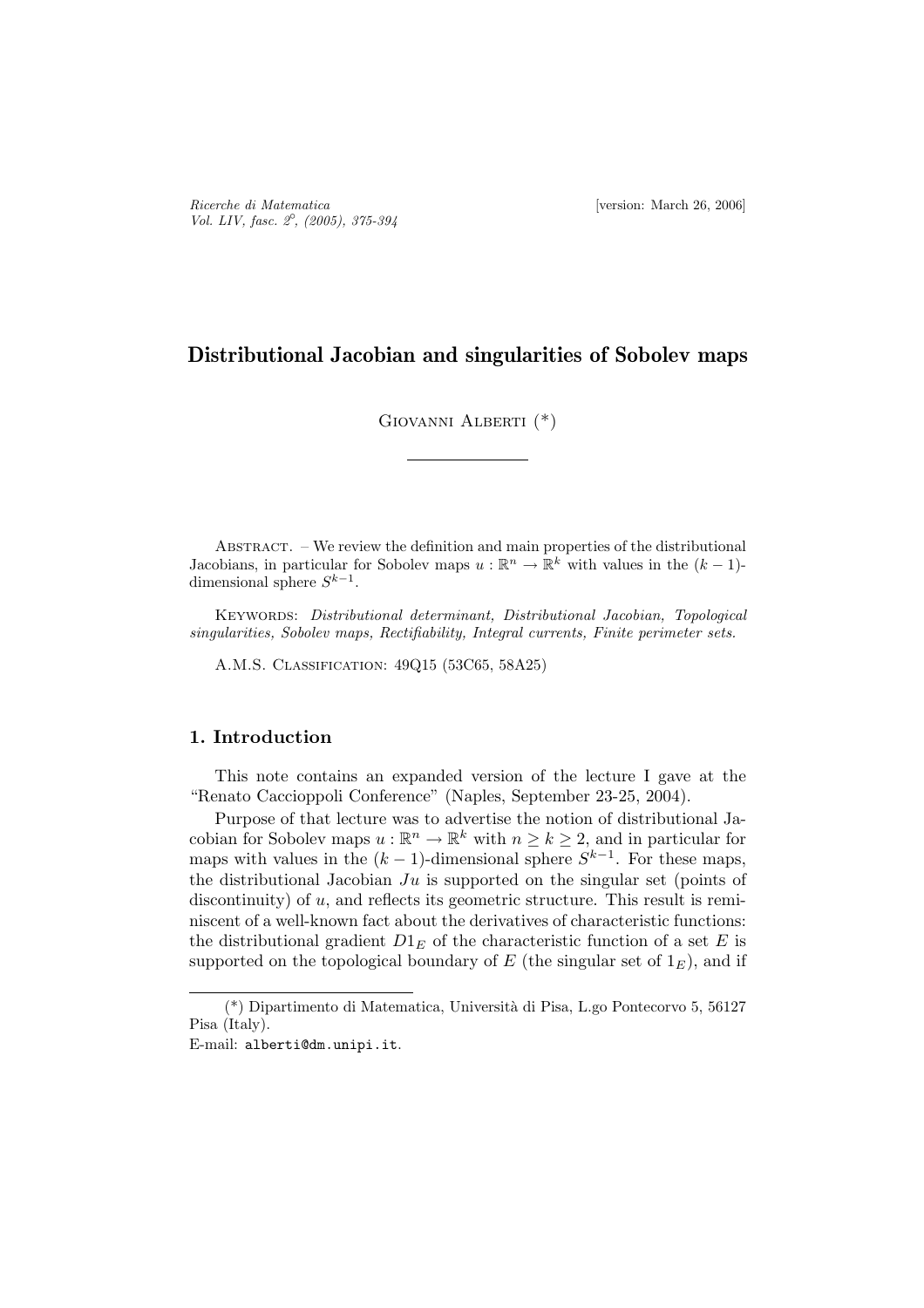# Distributional Jacobian and singularities of Sobolev maps

Giovanni Alberti (\*)

---

Abstract. – We review the definition and main properties of the distributional Jacobians, in particular for Sobolev maps $u : \mathbb{R}^n \to \mathbb{R}^k$ with values in the $(k-1)$-dimensional sphere $S^{k-1}$.

Keywords: *Distributional determinant, Distributional Jacobian, Topological singularities, Sobolev maps, Rectifiability, Integral currents, Finite perimeter sets.*

A.M.S. Classification: 49Q15 (53C65, 58A25)

## 1. Introduction

This note contains an expanded version of the lecture I gave at the "Renato Caccioppoli Conference" (Naples, September 23-25, 2004).

Purpose of that lecture was to advertise the notion of distributional Jacobian for Sobolev maps $u : \mathbb{R}^n \to \mathbb{R}^k$ with $n \geq k \geq 2$, and in particular for maps with values in the $(k-1)$-dimensional sphere $S^{k-1}$. For these maps, the distributional Jacobian $Ju$ is supported on the singular set (points of discontinuity) of $u$, and reflects its geometric structure. This result is reminiscent of a well-known fact about the derivatives of characteristic functions: the distributional gradient $D1_E$ of the characteristic function of a set $E$ is supported on the topological boundary of $E$ (the singular set of $1_E$), and if

---

(\*) Dipartimento di Matematica, Università di Pisa, L.go Pontecorvo 5, 56127 Pisa (Italy).
E-mail: alberti@dm.unipi.it.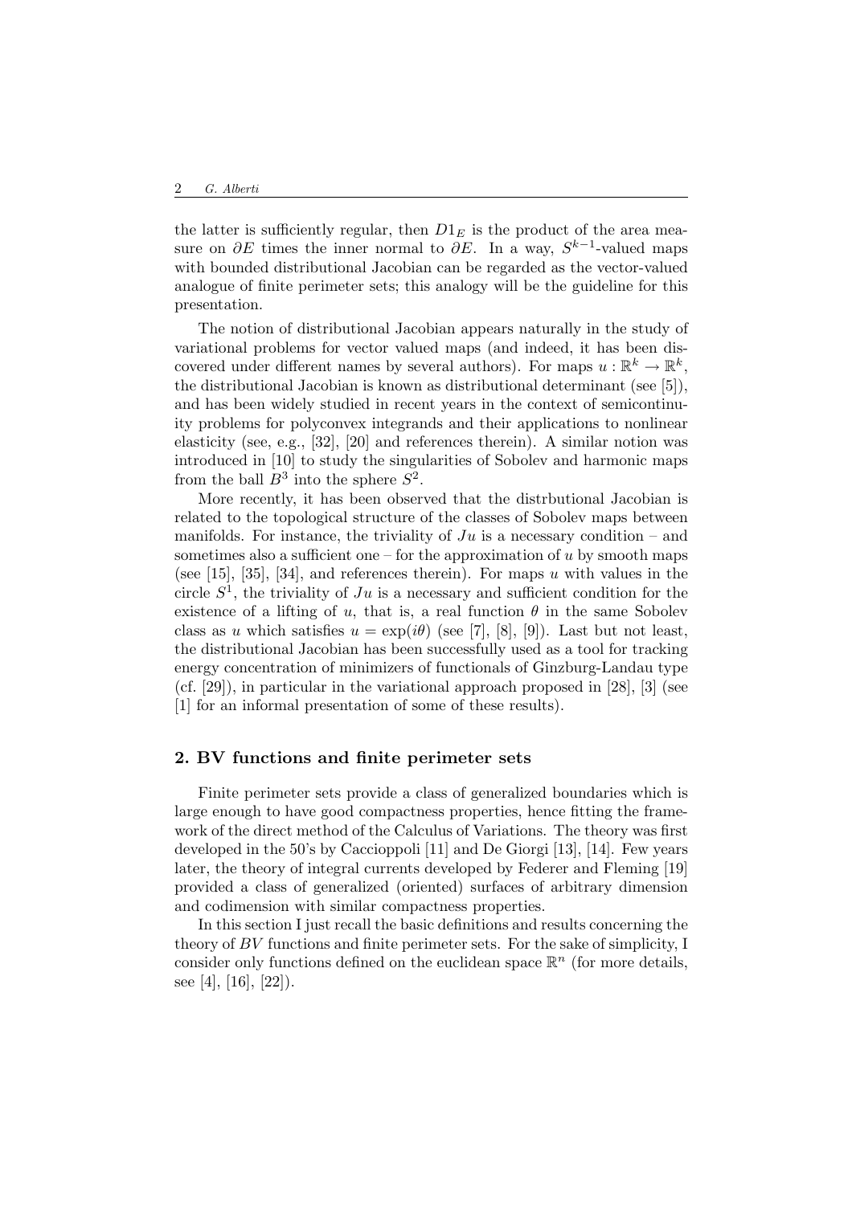the latter is sufficiently regular, then $D1_E$ is the product of the area measure on $\partial E$ times the inner normal to $\partial E$. In a way, $S^{k-1}$-valued maps with bounded distributional Jacobian can be regarded as the vector-valued analogue of finite perimeter sets; this analogy will be the guideline for this presentation.

The notion of distributional Jacobian appears naturally in the study of variational problems for vector valued maps (and indeed, it has been discovered under different names by several authors). For maps $u : \mathbb{R}^k \to \mathbb{R}^k$, the distributional Jacobian is known as distributional determinant (see [5]), and has been widely studied in recent years in the context of semicontinuity problems for polyconvex integrands and their applications to nonlinear elasticity (see, e.g., [32], [20] and references therein). A similar notion was introduced in [10] to study the singularities of Sobolev and harmonic maps from the ball $B^3$ into the sphere $S^2$.

More recently, it has been observed that the distrbutional Jacobian is related to the topological structure of the classes of Sobolev maps between manifolds. For instance, the triviality of $Ju$ is a necessary condition – and sometimes also a sufficient one – for the approximation of $u$ by smooth maps (see [15], [35], [34], and references therein). For maps $u$ with values in the circle $S^1$, the triviality of $Ju$ is a necessary and sufficient condition for the existence of a lifting of $u$, that is, a real function $\theta$ in the same Sobolev class as $u$ which satisfies $u = \exp(i\theta)$ (see [7], [8], [9]). Last but not least, the distributional Jacobian has been successfully used as a tool for tracking energy concentration of minimizers of functionals of Ginzburg-Landau type (cf. [29]), in particular in the variational approach proposed in [28], [3] (see [1] for an informal presentation of some of these results).

## 2. BV functions and finite perimeter sets

Finite perimeter sets provide a class of generalized boundaries which is large enough to have good compactness properties, hence fitting the framework of the direct method of the Calculus of Variations. The theory was first developed in the 50's by Caccioppoli [11] and De Giorgi [13], [14]. Few years later, the theory of integral currents developed by Federer and Fleming [19] provided a class of generalized (oriented) surfaces of arbitrary dimension and codimension with similar compactness properties.

In this section I just recall the basic definitions and results concerning the theory of $BV$ functions and finite perimeter sets. For the sake of simplicity, I consider only functions defined on the euclidean space $\mathbb{R}^n$ (for more details, see [4], [16], [22]).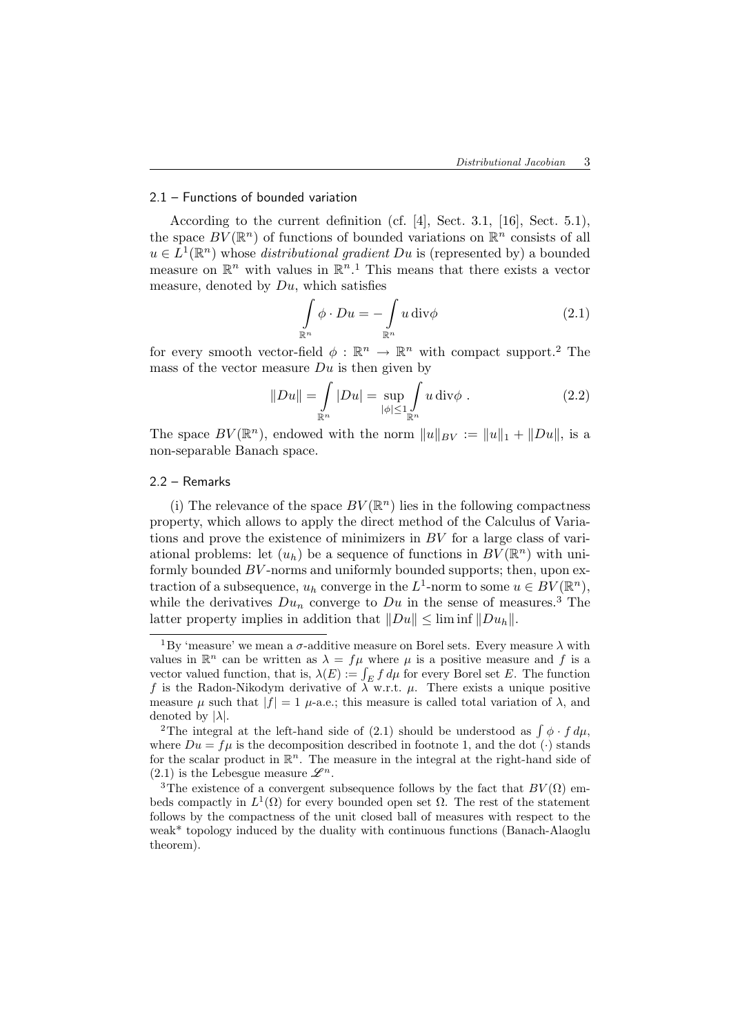### 2.1 – Functions of bounded variation

According to the current definition (cf. [4], Sect. 3.1, [16], Sect. 5.1), the space $BV(\mathbb{R}^n)$ of functions of bounded variations on $\mathbb{R}^n$ consists of all $u \in L^1(\mathbb{R}^n)$ whose *distributional gradient* $Du$ is (represented by) a bounded measure on $\mathbb{R}^n$ with values in $\mathbb{R}^n$.[1] This means that there exists a vector measure, denoted by $Du$, which satisfies

$$\int_{\mathbb{R}^n} \phi \cdot Du = - \int_{\mathbb{R}^n} u \, \mathrm{div}\phi \tag{2.1}$$

for every smooth vector-field $\phi : \mathbb{R}^n \to \mathbb{R}^n$ with compact support.[2] The mass of the vector measure $Du$ is then given by

$$\|Du\| = \int_{\mathbb{R}^n} |Du| = \sup_{|\phi| \leq 1} \int_{\mathbb{R}^n} u \, \mathrm{div}\phi \; . \tag{2.2}$$

The space $BV(\mathbb{R}^n)$, endowed with the norm $\|u\|_{BV} := \|u\|_1 + \|Du\|$, is a non-separable Banach space.

### 2.2 – Remarks

(i) The relevance of the space $BV(\mathbb{R}^n)$ lies in the following compactness property, which allows to apply the direct method of the Calculus of Variations and prove the existence of minimizers in $BV$ for a large class of variational problems: let $(u_h)$ be a sequence of functions in $BV(\mathbb{R}^n)$ with uniformly bounded $BV$-norms and uniformly bounded supports; then, upon extraction of a subsequence, $u_h$ converge in the $L^1$-norm to some $u \in BV(\mathbb{R}^n)$, while the derivatives $Du_n$ converge to $Du$ in the sense of measures.[3] The latter property implies in addition that $\|Du\| \leq \liminf \|Du_h\|$.

---

[1] By 'measure' we mean a $\sigma$-additive measure on Borel sets. Every measure $\lambda$ with values in $\mathbb{R}^n$ can be written as $\lambda = f\mu$ where $\mu$ is a positive measure and $f$ is a vector valued function, that is, $\lambda(E) := \int_E f \, d\mu$ for every Borel set $E$. The function $f$ is the Radon-Nikodym derivative of $\lambda$ w.r.t. $\mu$. There exists a unique positive measure $\mu$ such that $|f| = 1$ $\mu$-a.e.; this measure is called total variation of $\lambda$, and denoted by $|\lambda|$.

[2] The integral at the left-hand side of (2.1) should be understood as $\int \phi \cdot f \, d\mu$, where $Du = f\mu$ is the decomposition described in footnote 1, and the dot $(\cdot)$ stands for the scalar product in $\mathbb{R}^n$. The measure in the integral at the right-hand side of (2.1) is the Lebesgue measure $\mathscr{L}^n$.

[3] The existence of a convergent subsequence follows by the fact that $BV(\Omega)$ embeds compactly in $L^1(\Omega)$ for every bounded open set $\Omega$. The rest of the statement follows by the compactness of the unit closed ball of measures with respect to the weak* topology induced by the duality with continuous functions (Banach-Alaoglu theorem).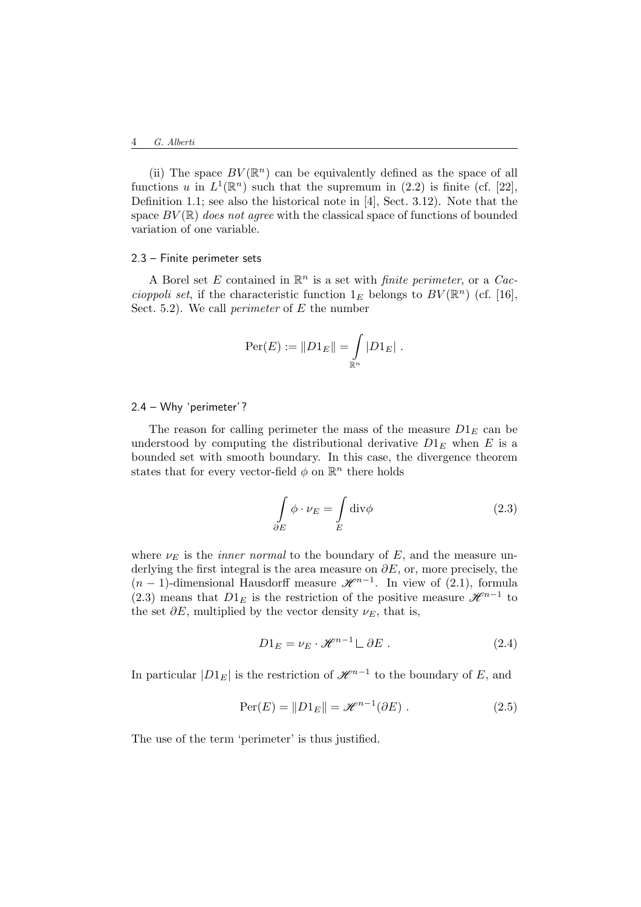(ii) The space $BV(\mathbb{R}^n)$ can be equivalently defined as the space of all functions $u$ in $L^1(\mathbb{R}^n)$ such that the supremum in (2.2) is finite (cf. [22], Definition 1.1; see also the historical note in [4], Sect. 3.12). Note that the space $BV(\mathbb{R})$ *does not agree* with the classical space of functions of bounded variation of one variable.

### 2.3 – Finite perimeter sets

A Borel set $E$ contained in $\mathbb{R}^n$ is a set with *finite perimeter*, or a *Caccioppoli set*, if the characteristic function $1_E$ belongs to $BV(\mathbb{R}^n)$ (cf. [16], Sect. 5.2). We call *perimeter* of $E$ the number

$$\mathrm{Per}(E) := \|D1_E\| = \int_{\mathbb{R}^n} |D1_E| \; .$$

### 2.4 – Why 'perimeter'?

The reason for calling perimeter the mass of the measure $D1_E$ can be understood by computing the distributional derivative $D1_E$ when $E$ is a bounded set with smooth boundary. In this case, the divergence theorem states that for every vector-field $\phi$ on $\mathbb{R}^n$ there holds

$$\int_{\partial E} \phi \cdot \nu_E = \int_E \mathrm{div}\phi \tag{2.3}$$

where $\nu_E$ is the *inner normal* to the boundary of $E$, and the measure underlying the first integral is the area measure on $\partial E$, or, more precisely, the $(n-1)$-dimensional Hausdorff measure $\mathscr{H}^{n-1}$. In view of (2.1), formula (2.3) means that $D1_E$ is the restriction of the positive measure $\mathscr{H}^{n-1}$ to the set $\partial E$, multiplied by the vector density $\nu_E$, that is,

$$D1_E = \nu_E \cdot \mathscr{H}^{n-1} \llcorner \partial E \; . \tag{2.4}$$

In particular $|D1_E|$ is the restriction of $\mathscr{H}^{n-1}$ to the boundary of $E$, and

$$\mathrm{Per}(E) = \|D1_E\| = \mathscr{H}^{n-1}(\partial E) \; . \tag{2.5}$$

The use of the term 'perimeter' is thus justified.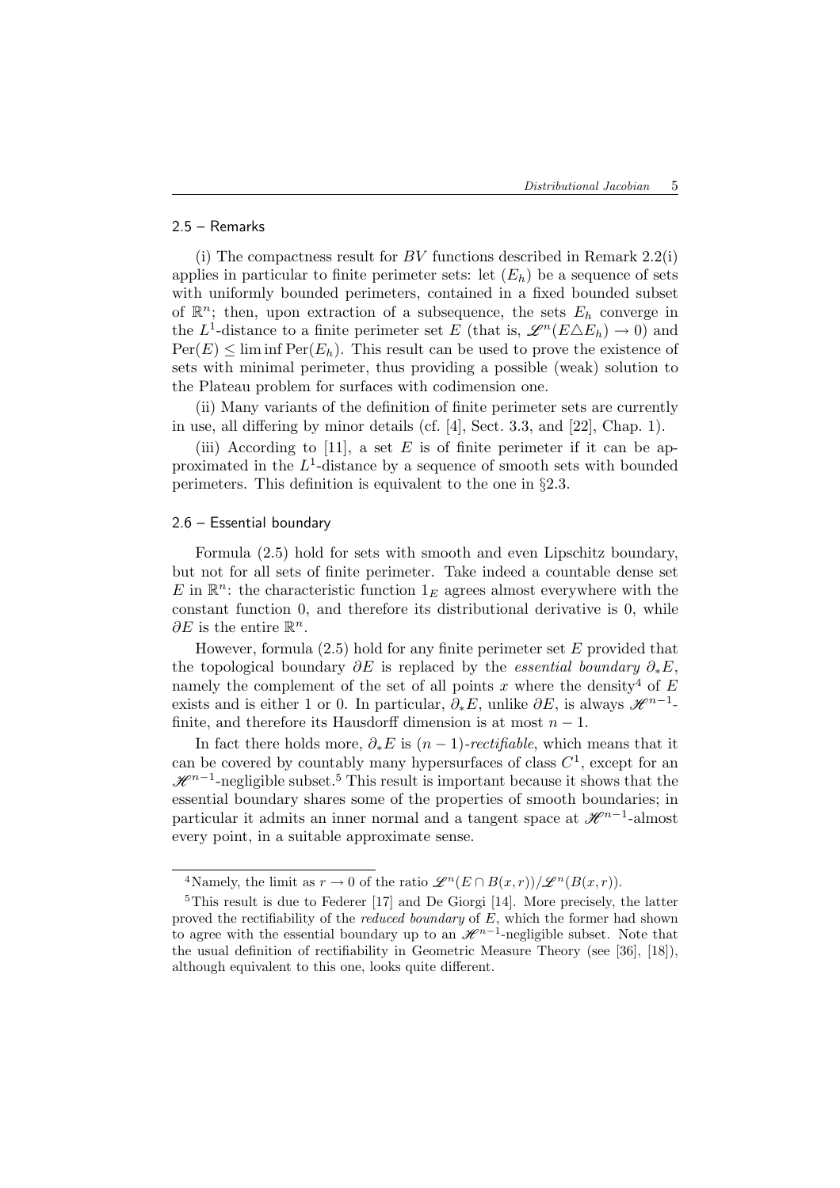### 2.5 – Remarks

(i) The compactness result for $BV$ functions described in Remark 2.2(i) applies in particular to finite perimeter sets: let $(E_h)$ be a sequence of sets with uniformly bounded perimeters, contained in a fixed bounded subset of $\mathbb{R}^n$; then, upon extraction of a subsequence, the sets $E_h$ converge in the $L^1$-distance to a finite perimeter set $E$ (that is, $\mathscr{L}^n(E \triangle E_h) \to 0$) and $\mathrm{Per}(E) \leq \liminf \mathrm{Per}(E_h)$. This result can be used to prove the existence of sets with minimal perimeter, thus providing a possible (weak) solution to the Plateau problem for surfaces with codimension one.

(ii) Many variants of the definition of finite perimeter sets are currently in use, all differing by minor details (cf. [4], Sect. 3.3, and [22], Chap. 1).

(iii) According to [11], a set $E$ is of finite perimeter if it can be approximated in the $L^1$-distance by a sequence of smooth sets with bounded perimeters. This definition is equivalent to the one in §2.3.

### 2.6 – Essential boundary

Formula (2.5) hold for sets with smooth and even Lipschitz boundary, but not for all sets of finite perimeter. Take indeed a countable dense set $E$ in $\mathbb{R}^n$: the characteristic function $1_E$ agrees almost everywhere with the constant function 0, and therefore its distributional derivative is 0, while $\partial E$ is the entire $\mathbb{R}^n$.

However, formula (2.5) hold for any finite perimeter set $E$ provided that the topological boundary $\partial E$ is replaced by the *essential boundary* $\partial_* E$, namely the complement of the set of all points $x$ where the density[4] of $E$ exists and is either 1 or 0. In particular, $\partial_* E$, unlike $\partial E$, is always $\mathscr{H}^{n-1}$-finite, and therefore its Hausdorff dimension is at most $n-1$.

In fact there holds more, $\partial_* E$ is $(n-1)$*-rectifiable*, which means that it can be covered by countably many hypersurfaces of class $C^1$, except for an $\mathscr{H}^{n-1}$-negligible subset.[5] This result is important because it shows that the essential boundary shares some of the properties of smooth boundaries; in particular it admits an inner normal and a tangent space at $\mathscr{H}^{n-1}$-almost every point, in a suitable approximate sense.

---

[4] Namely, the limit as $r \to 0$ of the ratio $\mathscr{L}^n(E \cap B(x,r))/\mathscr{L}^n(B(x,r))$.

[5] This result is due to Federer [17] and De Giorgi [14]. More precisely, the latter proved the rectifiability of the *reduced boundary* of $E$, which the former had shown to agree with the essential boundary up to an $\mathscr{H}^{n-1}$-negligible subset. Note that the usual definition of rectifiability in Geometric Measure Theory (see [36], [18]), although equivalent to this one, looks quite different.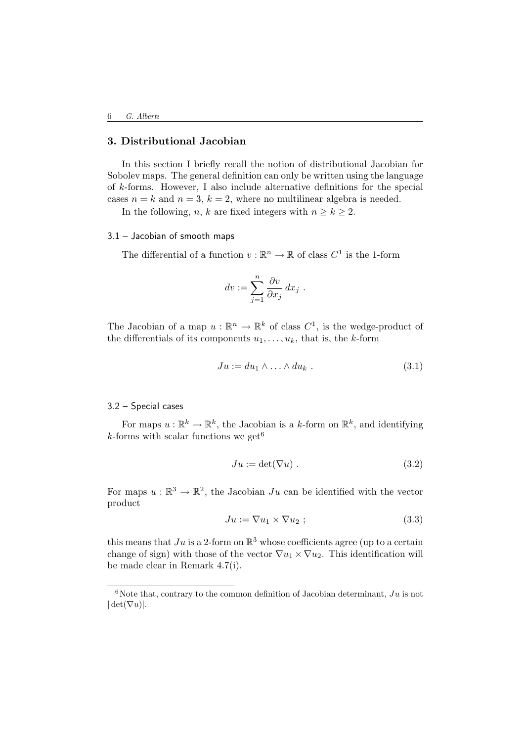## 3. Distributional Jacobian

In this section I briefly recall the notion of distributional Jacobian for Sobolev maps. The general definition can only be written using the language of $k$-forms. However, I also include alternative definitions for the special cases $n = k$ and $n = 3$, $k = 2$, where no multilinear algebra is needed.

In the following, $n$, $k$ are fixed integers with $n \geq k \geq 2$.

### 3.1 – Jacobian of smooth maps

The differential of a function $v : \mathbb{R}^n \to \mathbb{R}$ of class $C^1$ is the 1-form

$$dv := \sum_{j=1}^{n} \frac{\partial v}{\partial x_j} \, dx_j \; .$$

The Jacobian of a map $u : \mathbb{R}^n \to \mathbb{R}^k$ of class $C^1$, is the wedge-product of the differentials of its components $u_1, \dots, u_k$, that is, the $k$-form

$$Ju := du_1 \wedge \ldots \wedge du_k \; . \tag{3.1}$$

### 3.2 – Special cases

For maps $u : \mathbb{R}^k \to \mathbb{R}^k$, the Jacobian is a $k$-form on $\mathbb{R}^k$, and identifying $k$-forms with scalar functions we get[6]

$$Ju := \det(\nabla u) \; . \tag{3.2}$$

For maps $u : \mathbb{R}^3 \to \mathbb{R}^2$, the Jacobian $Ju$ can be identified with the vector product

$$Ju := \nabla u_1 \times \nabla u_2 \; ; \tag{3.3}$$

this means that $Ju$ is a 2-form on $\mathbb{R}^3$ whose coefficients agree (up to a certain change of sign) with those of the vector $\nabla u_1 \times \nabla u_2$. This identification will be made clear in Remark 4.7(i).

[6] Note that, contrary to the common definition of Jacobian determinant, $Ju$ is not $|\det(\nabla u)|$.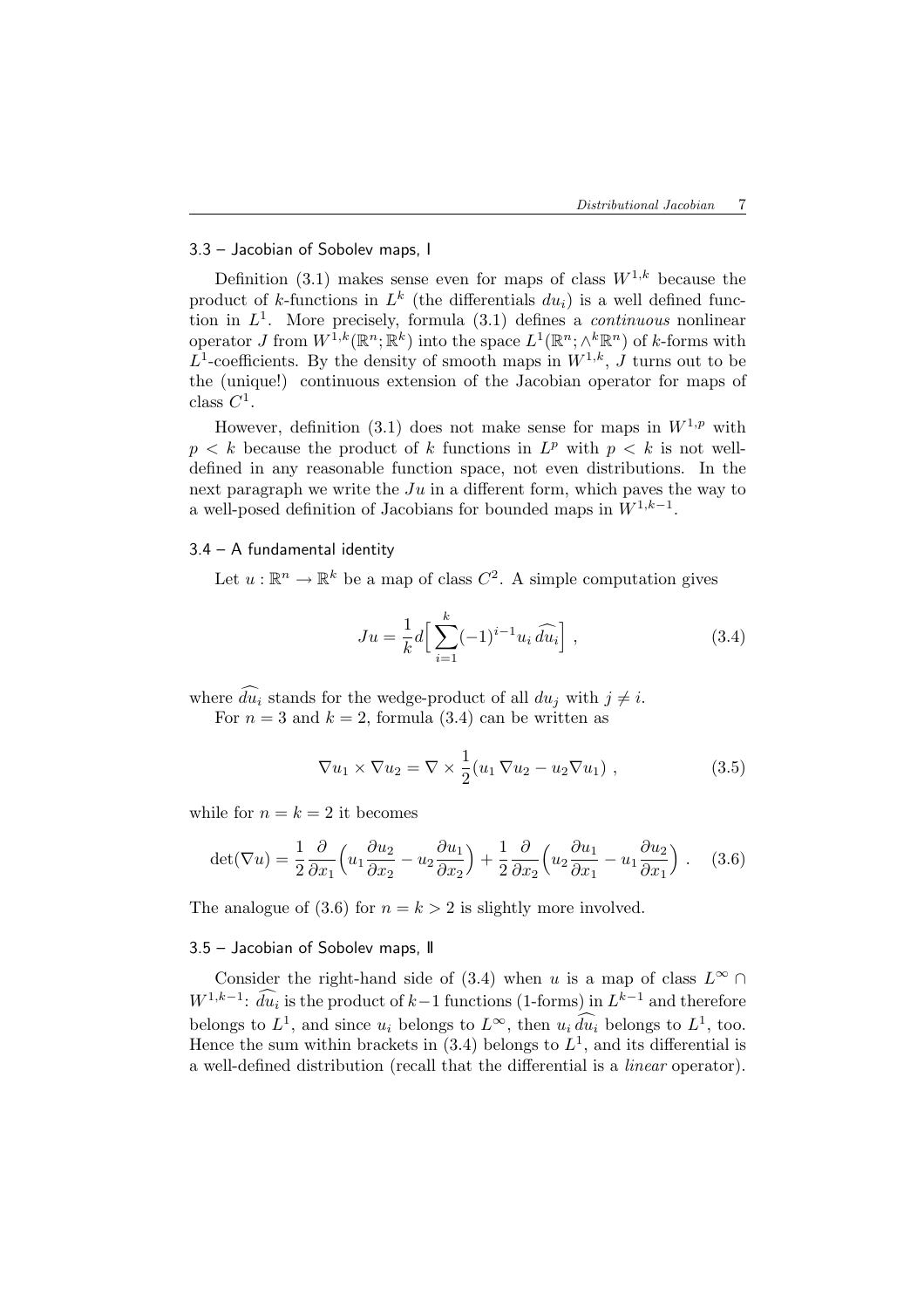### 3.3 – Jacobian of Sobolev maps, I

Definition (3.1) makes sense even for maps of class $W^{1,k}$ because the product of $k$-functions in $L^k$ (the differentials $du_i$) is a well defined function in $L^1$. More precisely, formula (3.1) defines a *continuous* nonlinear operator $J$ from $W^{1,k}(\mathbb{R}^n;\mathbb{R}^k)$ into the space $L^1(\mathbb{R}^n;\wedge^k\mathbb{R}^n)$ of $k$-forms with $L^1$-coefficients. By the density of smooth maps in $W^{1,k}$, $J$ turns out to be the (unique!) continuous extension of the Jacobian operator for maps of class $C^1$.

However, definition (3.1) does not make sense for maps in $W^{1,p}$ with $p < k$ because the product of $k$ functions in $L^p$ with $p < k$ is not well-defined in any reasonable function space, not even distributions. In the next paragraph we write the $Ju$ in a different form, which paves the way to a well-posed definition of Jacobians for bounded maps in $W^{1,k-1}$.

### 3.4 – A fundamental identity

Let $u : \mathbb{R}^n \to \mathbb{R}^k$ be a map of class $C^2$. A simple computation gives

$$Ju = \frac{1}{k} d\Big[\sum_{i=1}^{k} (-1)^{i-1} u_i \, \widehat{du_i}\Big] \,, \tag{3.4}$$

where $\widehat{du_i}$ stands for the wedge-product of all $du_j$ with $j \neq i$.

For $n = 3$ and $k = 2$, formula (3.4) can be written as

$$\nabla u_1 \times \nabla u_2 = \nabla \times \frac{1}{2}(u_1 \, \nabla u_2 - u_2 \nabla u_1) \,, \tag{3.5}$$

while for $n = k = 2$ it becomes

$$\det(\nabla u) = \frac{1}{2}\frac{\partial}{\partial x_1}\Big(u_1 \frac{\partial u_2}{\partial x_2} - u_2 \frac{\partial u_1}{\partial x_2}\Big) + \frac{1}{2}\frac{\partial}{\partial x_2}\Big(u_2 \frac{\partial u_1}{\partial x_1} - u_1 \frac{\partial u_2}{\partial x_1}\Big) \,. \tag{3.6}$$

The analogue of (3.6) for $n = k > 2$ is slightly more involved.

### 3.5 – Jacobian of Sobolev maps, II

Consider the right-hand side of (3.4) when $u$ is a map of class $L^\infty \cap W^{1,k-1}$: $\widehat{du_i}$ is the product of $k-1$ functions (1-forms) in $L^{k-1}$ and therefore belongs to $L^1$, and since $u_i$ belongs to $L^\infty$, then $u_i \, \widehat{du_i}$ belongs to $L^1$, too. Hence the sum within brackets in (3.4) belongs to $L^1$, and its differential is a well-defined distribution (recall that the differential is a *linear* operator).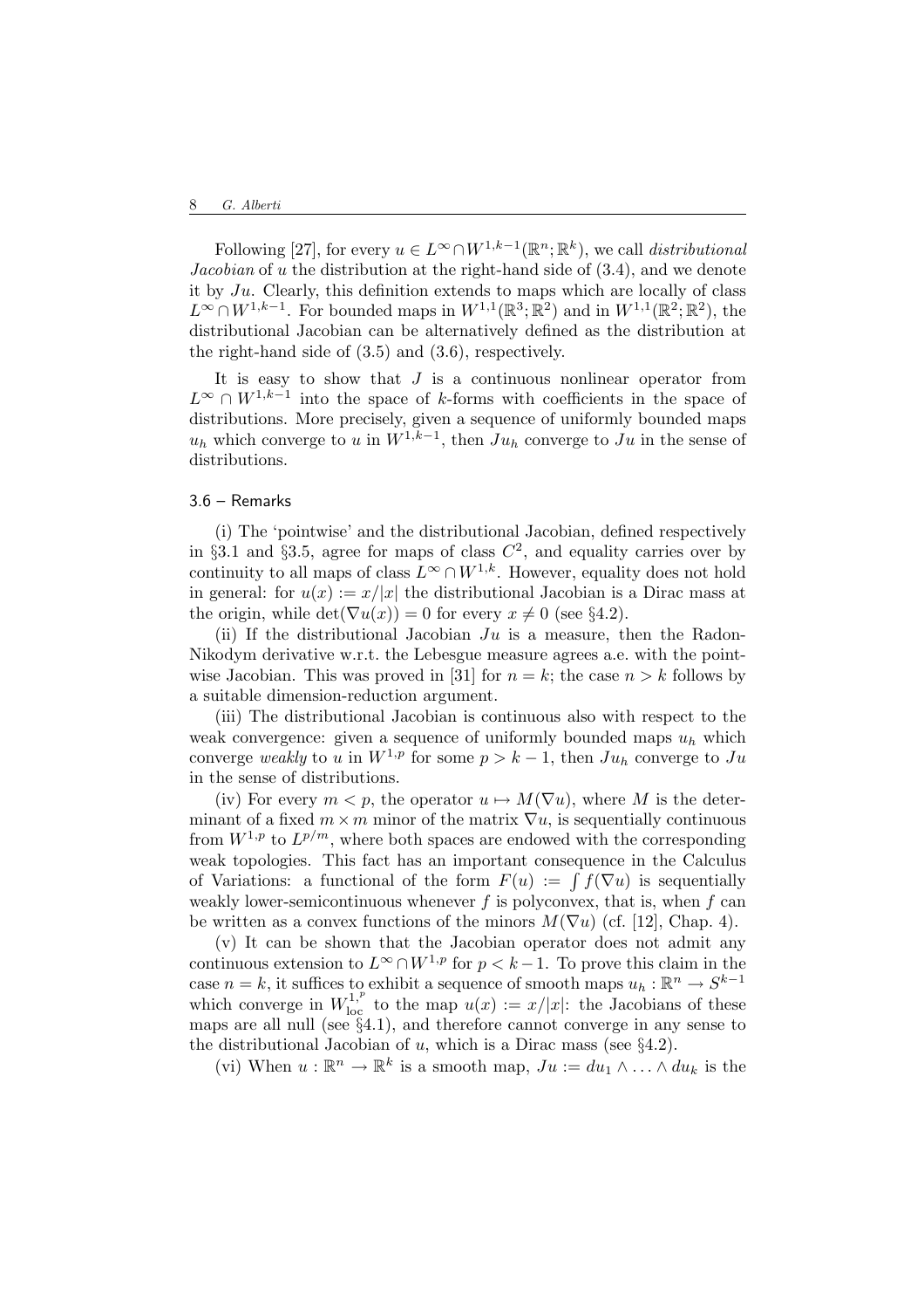Following [27], for every $u \in L^\infty \cap W^{1,k-1}(\mathbb{R}^n;\mathbb{R}^k)$, we call *distributional Jacobian* of $u$ the distribution at the right-hand side of (3.4), and we denote it by $Ju$. Clearly, this definition extends to maps which are locally of class $L^\infty \cap W^{1,k-1}$. For bounded maps in $W^{1,1}(\mathbb{R}^3;\mathbb{R}^2)$ and in $W^{1,1}(\mathbb{R}^2;\mathbb{R}^2)$, the distributional Jacobian can be alternatively defined as the distribution at the right-hand side of (3.5) and (3.6), respectively.

It is easy to show that $J$ is a continuous nonlinear operator from $L^\infty \cap W^{1,k-1}$ into the space of $k$-forms with coefficients in the space of distributions. More precisely, given a sequence of uniformly bounded maps $u_h$ which converge to $u$ in $W^{1,k-1}$, then $Ju_h$ converge to $Ju$ in the sense of distributions.

### 3.6 – Remarks

(i) The 'pointwise' and the distributional Jacobian, defined respectively in §3.1 and §3.5, agree for maps of class $C^2$, and equality carries over by continuity to all maps of class $L^\infty \cap W^{1,k}$. However, equality does not hold in general: for $u(x) := x/|x|$ the distributional Jacobian is a Dirac mass at the origin, while $\det(\nabla u(x)) = 0$ for every $x \neq 0$ (see §4.2).

(ii) If the distributional Jacobian $Ju$ is a measure, then the Radon-Nikodym derivative w.r.t. the Lebesgue measure agrees a.e. with the pointwise Jacobian. This was proved in [31] for $n = k$; the case $n > k$ follows by a suitable dimension-reduction argument.

(iii) The distributional Jacobian is continuous also with respect to the weak convergence: given a sequence of uniformly bounded maps $u_h$ which converge *weakly* to $u$ in $W^{1,p}$ for some $p > k-1$, then $Ju_h$ converge to $Ju$ in the sense of distributions.

(iv) For every $m < p$, the operator $u \mapsto M(\nabla u)$, where $M$ is the determinant of a fixed $m \times m$ minor of the matrix $\nabla u$, is sequentially continuous from $W^{1,p}$ to $L^{p/m}$, where both spaces are endowed with the corresponding weak topologies. This fact has an important consequence in the Calculus of Variations: a functional of the form $F(u) := \int f(\nabla u)$ is sequentially weakly lower-semicontinuous whenever $f$ is polyconvex, that is, when $f$ can be written as a convex functions of the minors $M(\nabla u)$ (cf. [12], Chap. 4).

(v) It can be shown that the Jacobian operator does not admit any continuous extension to $L^\infty \cap W^{1,p}$ for $p < k-1$. To prove this claim in the case $n = k$, it suffices to exhibit a sequence of smooth maps $u_h : \mathbb{R}^n \to S^{k-1}$ which converge in $W^{1,p}_{\text{loc}}$ to the map $u(x) := x/|x|$: the Jacobians of these maps are all null (see §4.1), and therefore cannot converge in any sense to the distributional Jacobian of $u$, which is a Dirac mass (see §4.2).

(vi) When $u : \mathbb{R}^n \to \mathbb{R}^k$ is a smooth map, $Ju := du_1 \wedge \ldots \wedge du_k$ is the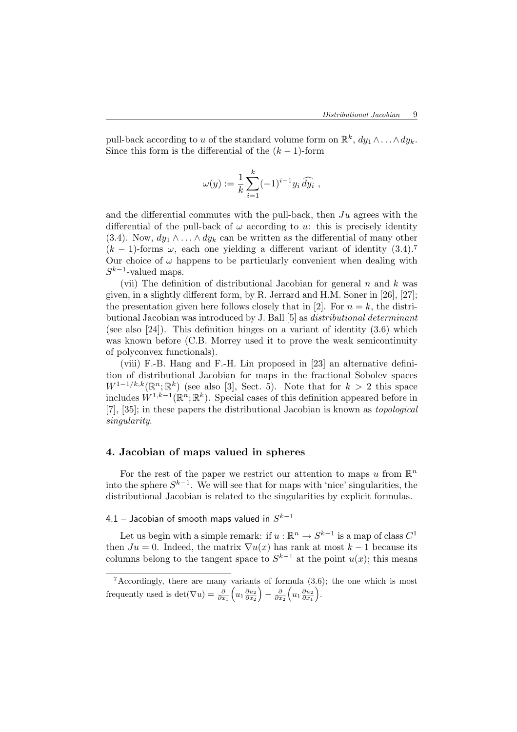pull-back according to $u$ of the standard volume form on $\mathbb{R}^k$, $dy_1 \wedge \ldots \wedge dy_k$. Since this form is the differential of the $(k-1)$-form

$$\omega(y) := \frac{1}{k} \sum_{i=1}^{k} (-1)^{i-1} y_i \, \widehat{dy_i} \ ,$$

and the differential commutes with the pull-back, then $Ju$ agrees with the differential of the pull-back of $\omega$ according to $u$: this is precisely identity (3.4). Now, $dy_1 \wedge \ldots \wedge dy_k$ can be written as the differential of many other $(k-1)$-forms $\omega$, each one yielding a different variant of identity (3.4).[7] Our choice of $\omega$ happens to be particularly convenient when dealing with $S^{k-1}$-valued maps.

(vii) The definition of distributional Jacobian for general $n$ and $k$ was given, in a slightly different form, by R. Jerrard and H.M. Soner in [26], [27]; the presentation given here follows closely that in [2]. For $n = k$, the distributional Jacobian was introduced by J. Ball [5] as *distributional determinant* (see also [24]). This definition hinges on a variant of identity (3.6) which was known before (C.B. Morrey used it to prove the weak semicontinuity of polyconvex functionals).

(viii) F.-B. Hang and F.-H. Lin proposed in [23] an alternative definition of distributional Jacobian for maps in the fractional Sobolev spaces $W^{1-1/k,k}(\mathbb{R}^n; \mathbb{R}^k)$ (see also [3], Sect. 5). Note that for $k > 2$ this space includes $W^{1,k-1}(\mathbb{R}^n; \mathbb{R}^k)$. Special cases of this definition appeared before in [7], [35]; in these papers the distributional Jacobian is known as *topological singularity*.

## 4. Jacobian of maps valued in spheres

For the rest of the paper we restrict our attention to maps $u$ from $\mathbb{R}^n$ into the sphere $S^{k-1}$. We will see that for maps with 'nice' singularities, the distributional Jacobian is related to the singularities by explicit formulas.

### 4.1 – Jacobian of smooth maps valued in $S^{k-1}$

Let us begin with a simple remark: if $u : \mathbb{R}^n \to S^{k-1}$ is a map of class $C^1$ then $Ju = 0$. Indeed, the matrix $\nabla u(x)$ has rank at most $k-1$ because its columns belong to the tangent space to $S^{k-1}$ at the point $u(x)$; this means

[7] Accordingly, there are many variants of formula (3.6); the one which is most frequently used is $\det(\nabla u) = \frac{\partial}{\partial x_1}\Big(u_1 \frac{\partial u_2}{\partial x_2}\Big) - \frac{\partial}{\partial x_2}\Big(u_1 \frac{\partial u_2}{\partial x_1}\Big)$.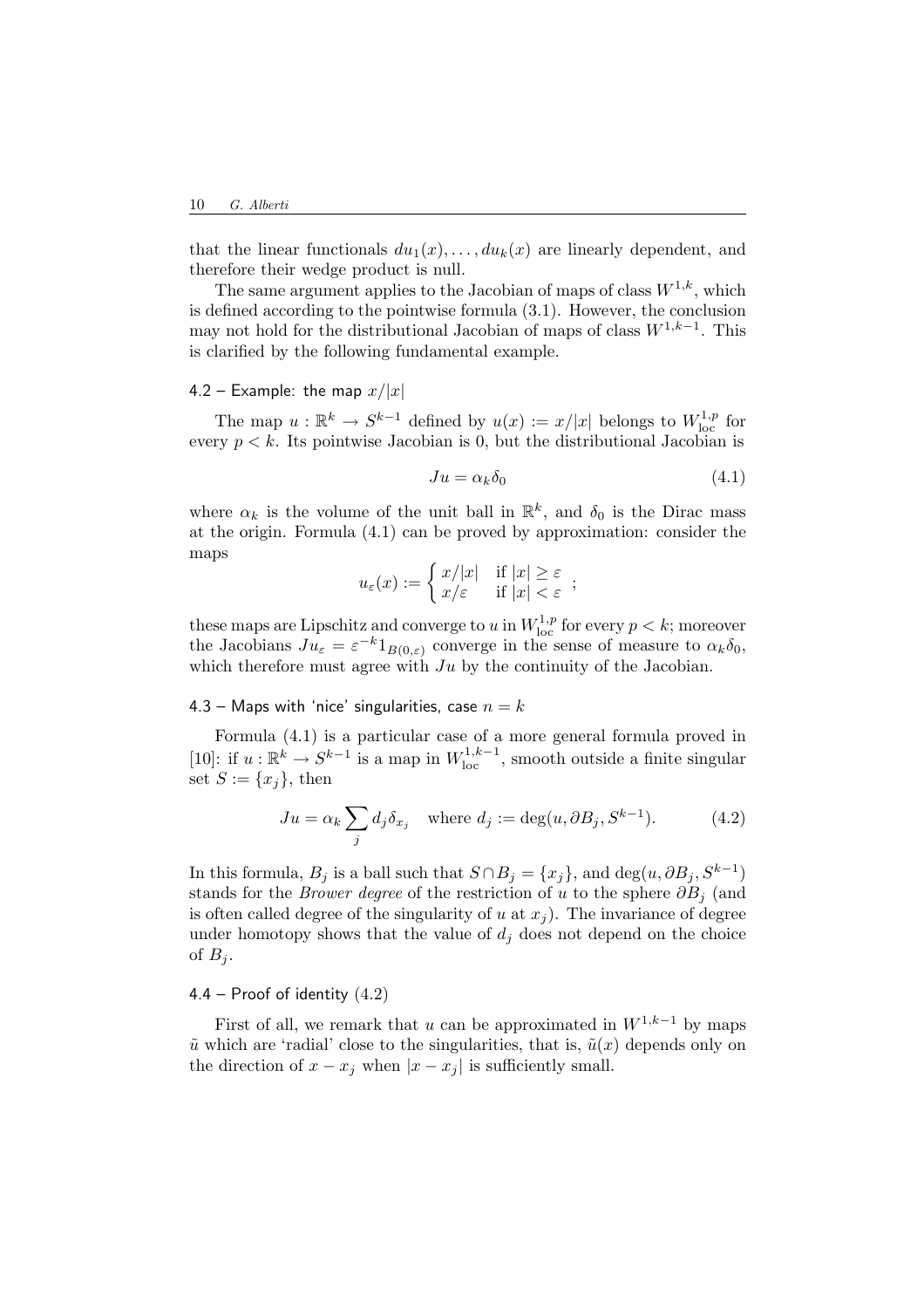that the linear functionals $du_1(x), \dots, du_k(x)$ are linearly dependent, and therefore their wedge product is null.

The same argument applies to the Jacobian of maps of class $W^{1,k}$, which is defined according to the pointwise formula (3.1). However, the conclusion may not hold for the distributional Jacobian of maps of class $W^{1,k-1}$. This is clarified by the following fundamental example.

### 4.2 – Example: the map $x/|x|$

The map $u : \mathbb{R}^k \to S^{k-1}$ defined by $u(x) := x/|x|$ belongs to $W^{1,p}_{\mathrm{loc}}$ for every $p < k$. Its pointwise Jacobian is 0, but the distributional Jacobian is

$$Ju = \alpha_k \delta_0 \tag{4.1}$$

where $\alpha_k$ is the volume of the unit ball in $\mathbb{R}^k$, and $\delta_0$ is the Dirac mass at the origin. Formula (4.1) can be proved by approximation: consider the maps

$$u_\varepsilon(x) := \begin{cases} x/|x| & \text{if } |x| \geq \varepsilon \\ x/\varepsilon & \text{if } |x| < \varepsilon \end{cases} ;$$

these maps are Lipschitz and converge to $u$ in $W^{1,p}_{\mathrm{loc}}$ for every $p < k$; moreover the Jacobians $Ju_\varepsilon = \varepsilon^{-k} 1_{B(0,\varepsilon)}$ converge in the sense of measure to $\alpha_k \delta_0$, which therefore must agree with $Ju$ by the continuity of the Jacobian.

### 4.3 – Maps with 'nice' singularities, case $n = k$

Formula (4.1) is a particular case of a more general formula proved in [10]: if $u : \mathbb{R}^k \to S^{k-1}$ is a map in $W^{1,k-1}_{\mathrm{loc}}$, smooth outside a finite singular set $S := \{x_j\}$, then

$$Ju = \alpha_k \sum_j d_j \delta_{x_j} \quad \text{where } d_j := \deg(u, \partial B_j, S^{k-1}). \tag{4.2}$$

In this formula, $B_j$ is a ball such that $S \cap B_j = \{x_j\}$, and $\deg(u, \partial B_j, S^{k-1})$ stands for the *Brower degree* of the restriction of $u$ to the sphere $\partial B_j$ (and is often called degree of the singularity of $u$ at $x_j$). The invariance of degree under homotopy shows that the value of $d_j$ does not depend on the choice of $B_j$.

### 4.4 – Proof of identity (4.2)

First of all, we remark that $u$ can be approximated in $W^{1,k-1}$ by maps $\tilde{u}$ which are 'radial' close to the singularities, that is, $\tilde{u}(x)$ depends only on the direction of $x - x_j$ when $|x - x_j|$ is sufficiently small.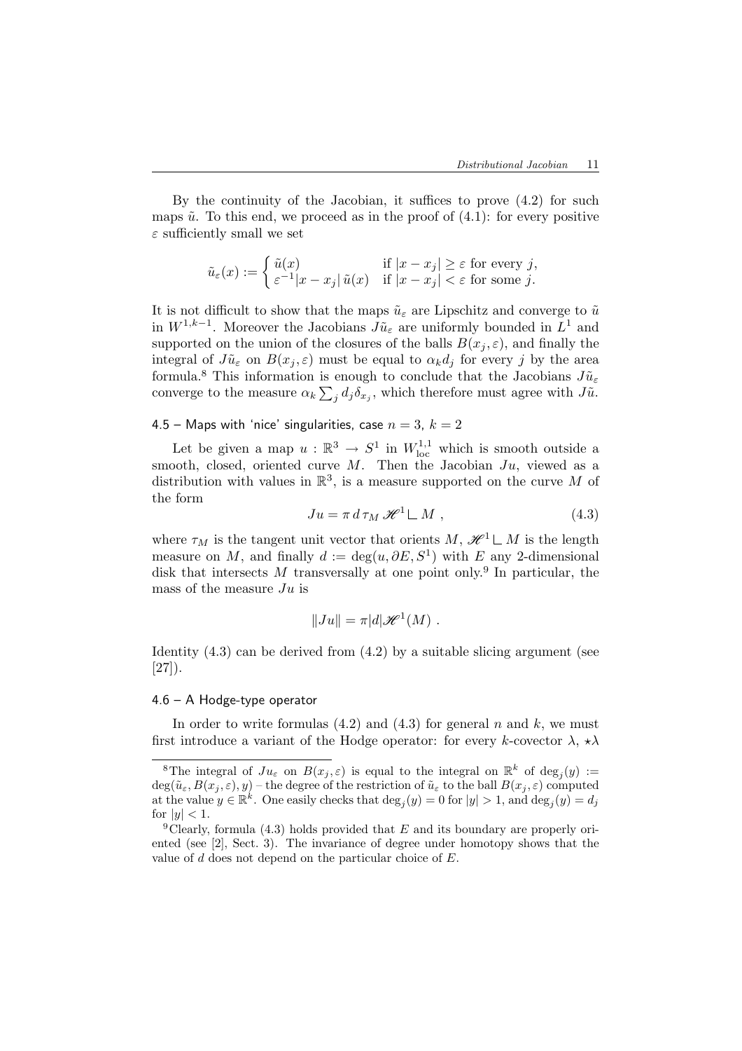By the continuity of the Jacobian, it suffices to prove (4.2) for such maps $\tilde u$. To this end, we proceed as in the proof of (4.1): for every positive $\varepsilon$ sufficiently small we set

$$
\tilde u_\varepsilon(x) := \begin{cases} \tilde u(x) & \text{if } |x - x_j| \geq \varepsilon \text{ for every } j, \\ \varepsilon^{-1}|x - x_j|\, \tilde u(x) & \text{if } |x - x_j| < \varepsilon \text{ for some } j. \end{cases}
$$

It is not difficult to show that the maps $\tilde u_\varepsilon$ are Lipschitz and converge to $\tilde u$ in $W^{1,k-1}$. Moreover the Jacobians $J\tilde u_\varepsilon$ are uniformly bounded in $L^1$ and supported on the union of the closures of the balls $B(x_j, \varepsilon)$, and finally the integral of $J\tilde u_\varepsilon$ on $B(x_j, \varepsilon)$ must be equal to $\alpha_k d_j$ for every $j$ by the area formula.[8] This information is enough to conclude that the Jacobians $J\tilde u_\varepsilon$ converge to the measure $\alpha_k \sum_j d_j \delta_{x_j}$, which therefore must agree with $J\tilde u$.

### 4.5 – Maps with 'nice' singularities, case $n = 3$, $k = 2$

Let be given a map $u : \mathbb{R}^3 \to S^1$ in $W^{1,1}_{\text{loc}}$ which is smooth outside a smooth, closed, oriented curve $M$. Then the Jacobian $Ju$, viewed as a distribution with values in $\mathbb{R}^3$, is a measure supported on the curve $M$ of the form

$$
Ju = \pi\, d\, \tau_M\, \mathscr{H}^1 \llcorner M\ , \tag{4.3}
$$

where $\tau_M$ is the tangent unit vector that orients $M$, $\mathscr{H}^1 \llcorner M$ is the length measure on $M$, and finally $d := \deg(u, \partial E, S^1)$ with $E$ any 2-dimensional disk that intersects $M$ transversally at one point only.[9] In particular, the mass of the measure $Ju$ is

$$
\|Ju\| = \pi |d| \mathscr{H}^1(M)\ .
$$

Identity (4.3) can be derived from (4.2) by a suitable slicing argument (see [27]).

### 4.6 – A Hodge-type operator

In order to write formulas (4.2) and (4.3) for general $n$ and $k$, we must first introduce a variant of the Hodge operator: for every $k$-covector $\lambda$, $\star\lambda$

---

[8] The integral of $Ju_\varepsilon$ on $B(x_j, \varepsilon)$ is equal to the integral on $\mathbb{R}^k$ of $\deg_j(y) := \deg(\tilde u_\varepsilon, B(x_j, \varepsilon), y)$ – the degree of the restriction of $\tilde u_\varepsilon$ to the ball $B(x_j, \varepsilon)$ computed at the value $y \in \mathbb{R}^k$. One easily checks that $\deg_j(y) = 0$ for $|y| > 1$, and $\deg_j(y) = d_j$ for $|y| < 1$.

[9] Clearly, formula (4.3) holds provided that $E$ and its boundary are properly oriented (see [2], Sect. 3). The invariance of degree under homotopy shows that the value of $d$ does not depend on the particular choice of $E$.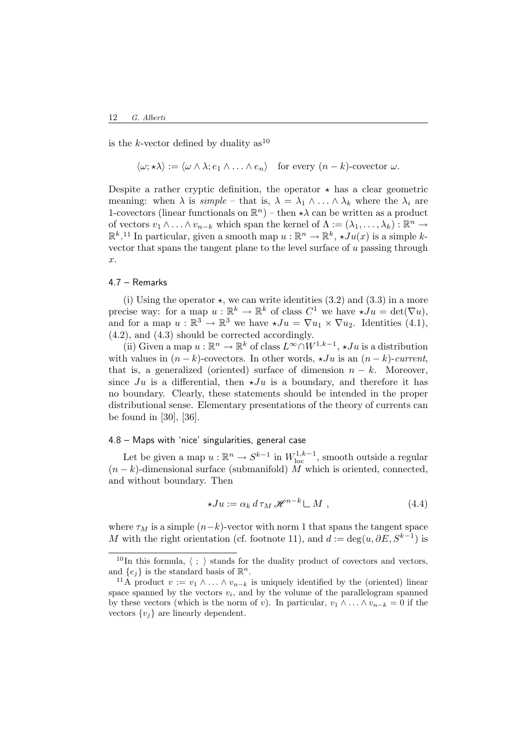is the $k$-vector defined by duality as[10]

$$\langle \omega; \star\lambda \rangle := \langle \omega \wedge \lambda; e_1 \wedge \ldots \wedge e_n \rangle \quad \text{for every } (n-k)\text{-covector } \omega.$$

Despite a rather cryptic definition, the operator $\star$ has a clear geometric meaning: when $\lambda$ is *simple* – that is, $\lambda = \lambda_1 \wedge \ldots \wedge \lambda_k$ where the $\lambda_i$ are 1-covectors (linear functionals on $\mathbb{R}^n$) – then $\star\lambda$ can be written as a product of vectors $v_1 \wedge \ldots \wedge v_{n-k}$ which span the kernel of $\Lambda := (\lambda_1, \ldots, \lambda_k) : \mathbb{R}^n \to \mathbb{R}^k$.[11] In particular, given a smooth map $u : \mathbb{R}^n \to \mathbb{R}^k$, $\star Ju(x)$ is a simple $k$-vector that spans the tangent plane to the level surface of $u$ passing through $x$.

### 4.7 – Remarks

(i) Using the operator $\star$, we can write identities (3.2) and (3.3) in a more precise way: for a map $u : \mathbb{R}^k \to \mathbb{R}^k$ of class $C^1$ we have $\star Ju = \det(\nabla u)$, and for a map $u : \mathbb{R}^3 \to \mathbb{R}^3$ we have $\star Ju = \nabla u_1 \times \nabla u_2$. Identities (4.1), (4.2), and (4.3) should be corrected accordingly.

(ii) Given a map $u : \mathbb{R}^n \to \mathbb{R}^k$ of class $L^\infty \cap W^{1,k-1}$, $\star Ju$ is a distribution with values in $(n-k)$-covectors. In other words, $\star Ju$ is an $(n-k)$-*current*, that is, a generalized (oriented) surface of dimension $n-k$. Moreover, since $Ju$ is a differential, then $\star Ju$ is a boundary, and therefore it has no boundary. Clearly, these statements should be intended in the proper distributional sense. Elementary presentations of the theory of currents can be found in [30], [36].

### 4.8 – Maps with 'nice' singularities, general case

Let be given a map $u : \mathbb{R}^n \to S^{k-1}$ in $W^{1,k-1}_{\mathrm{loc}}$, smooth outside a regular $(n-k)$-dimensional surface (submanifold) $M$ which is oriented, connected, and without boundary. Then

$$\star Ju := \alpha_k \, d \, \tau_M \, \mathscr{H}^{n-k} \llcorner M \ , \tag{4.4}$$

where $\tau_M$ is a simple $(n-k)$-vector with norm 1 that spans the tangent space $M$ with the right orientation (cf. footnote 11), and $d := \deg(u, \partial E, S^{k-1})$ is

---

[10] In this formula, $\langle \ ; \ \rangle$ stands for the duality product of covectors and vectors, and $\{e_j\}$ is the standard basis of $\mathbb{R}^n$.

[11] A product $v := v_1 \wedge \ldots \wedge v_{n-k}$ is uniquely identified by the (oriented) linear space spanned by the vectors $v_i$, and by the volume of the parallelogram spanned by these vectors (which is the norm of $v$). In particular, $v_1 \wedge \ldots \wedge v_{n-k} = 0$ if the vectors $\{v_j\}$ are linearly dependent.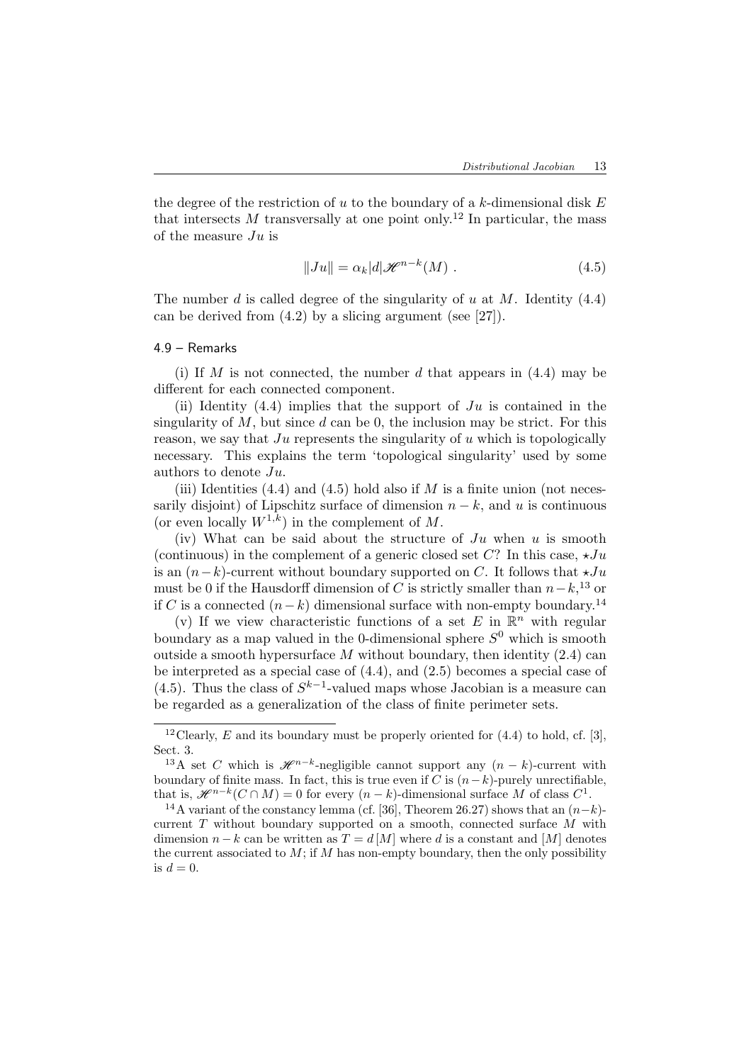the degree of the restriction of $u$ to the boundary of a $k$-dimensional disk $E$ that intersects $M$ transversally at one point only.[12] In particular, the mass of the measure $Ju$ is

$$\|Ju\| = \alpha_k |d| \mathscr{H}^{n-k}(M) \ . \tag{4.5}$$

The number $d$ is called degree of the singularity of $u$ at $M$. Identity (4.4) can be derived from (4.2) by a slicing argument (see [27]).

#### 4.9 – Remarks

(i) If $M$ is not connected, the number $d$ that appears in (4.4) may be different for each connected component.

(ii) Identity (4.4) implies that the support of $Ju$ is contained in the singularity of $M$, but since $d$ can be 0, the inclusion may be strict. For this reason, we say that $Ju$ represents the singularity of $u$ which is topologically necessary. This explains the term 'topological singularity' used by some authors to denote $Ju$.

(iii) Identities (4.4) and (4.5) hold also if $M$ is a finite union (not necessarily disjoint) of Lipschitz surface of dimension $n-k$, and $u$ is continuous (or even locally $W^{1,k}$) in the complement of $M$.

(iv) What can be said about the structure of $Ju$ when $u$ is smooth (continuous) in the complement of a generic closed set $C$? In this case, $\star Ju$ is an $(n-k)$-current without boundary supported on $C$. It follows that $\star Ju$ must be 0 if the Hausdorff dimension of $C$ is strictly smaller than $n-k$,[13] or if $C$ is a connected $(n-k)$ dimensional surface with non-empty boundary.[14]

(v) If we view characteristic functions of a set $E$ in $\mathbb{R}^n$ with regular boundary as a map valued in the 0-dimensional sphere $S^0$ which is smooth outside a smooth hypersurface $M$ without boundary, then identity (2.4) can be interpreted as a special case of (4.4), and (2.5) becomes a special case of (4.5). Thus the class of $S^{k-1}$-valued maps whose Jacobian is a measure can be regarded as a generalization of the class of finite perimeter sets.

---

[12] Clearly, $E$ and its boundary must be properly oriented for (4.4) to hold, cf. [3], Sect. 3.

[13] A set $C$ which is $\mathscr{H}^{n-k}$-negligible cannot support any $(n-k)$-current with boundary of finite mass. In fact, this is true even if $C$ is $(n-k)$-purely unrectifiable, that is, $\mathscr{H}^{n-k}(C \cap M) = 0$ for every $(n-k)$-dimensional surface $M$ of class $C^1$.

[14] A variant of the constancy lemma (cf. [36], Theorem 26.27) shows that an $(n-k)$-current $T$ without boundary supported on a smooth, connected surface $M$ with dimension $n-k$ can be written as $T = d\,[M]$ where $d$ is a constant and $[M]$ denotes the current associated to $M$; if $M$ has non-empty boundary, then the only possibility is $d = 0$.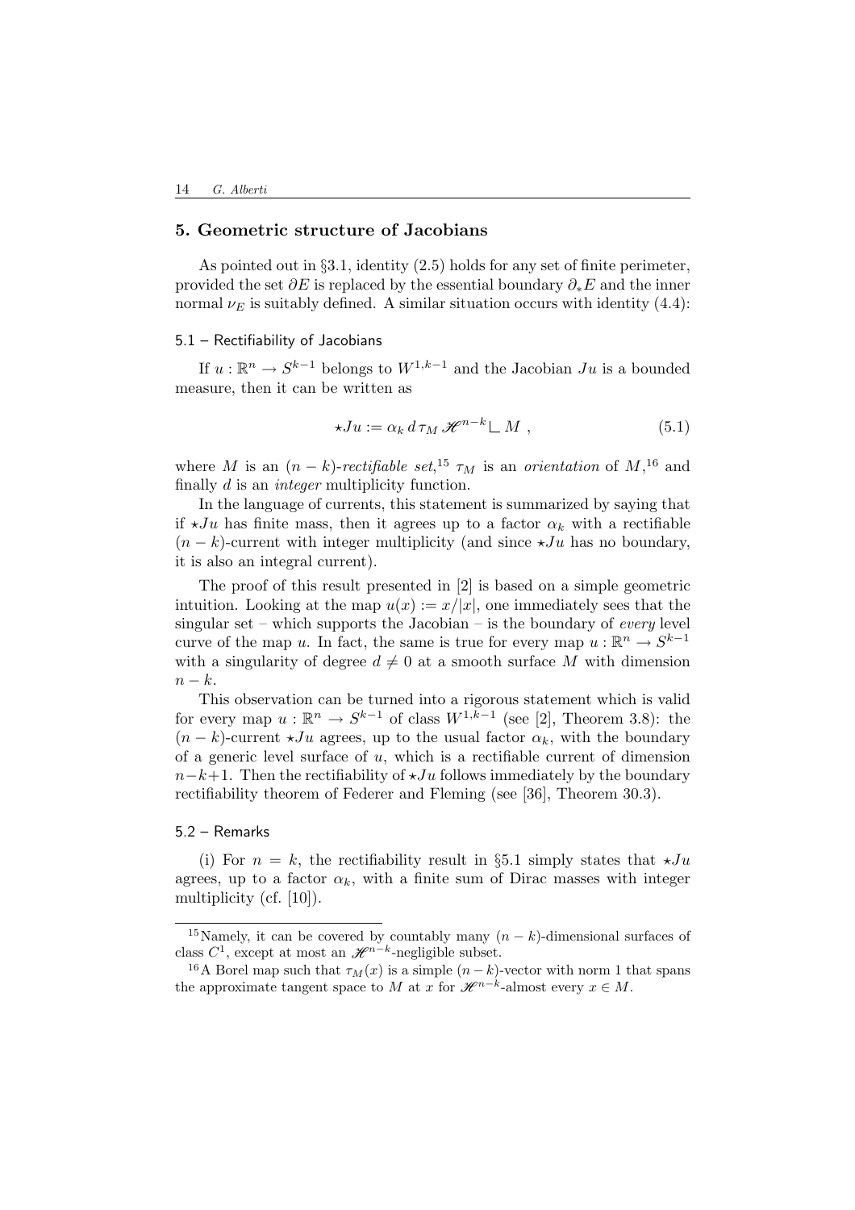## 5. Geometric structure of Jacobians

As pointed out in §3.1, identity (2.5) holds for any set of finite perimeter, provided the set $\partial E$ is replaced by the essential boundary $\partial_* E$ and the inner normal $\nu_E$ is suitably defined. A similar situation occurs with identity (4.4):

### 5.1 – Rectifiability of Jacobians

If $u : \mathbb{R}^n \to S^{k-1}$ belongs to $W^{1,k-1}$ and the Jacobian $Ju$ is a bounded measure, then it can be written as

$$\star Ju := \alpha_k \, d \, \tau_M \, \mathscr{H}^{n-k} \llcorner M \ , \tag{5.1}$$

where $M$ is an $(n-k)$-*rectifiable set*,[15] $\tau_M$ is an *orientation* of $M$,[16] and finally $d$ is an *integer* multiplicity function.

In the language of currents, this statement is summarized by saying that if $\star Ju$ has finite mass, then it agrees up to a factor $\alpha_k$ with a rectifiable $(n-k)$-current with integer multiplicity (and since $\star Ju$ has no boundary, it is also an integral current).

The proof of this result presented in [2] is based on a simple geometric intuition. Looking at the map $u(x) := x/|x|$, one immediately sees that the singular set – which supports the Jacobian – is the boundary of *every* level curve of the map $u$. In fact, the same is true for every map $u : \mathbb{R}^n \to S^{k-1}$ with a singularity of degree $d \neq 0$ at a smooth surface $M$ with dimension $n-k$.

This observation can be turned into a rigorous statement which is valid for every map $u : \mathbb{R}^n \to S^{k-1}$ of class $W^{1,k-1}$ (see [2], Theorem 3.8): the $(n-k)$-current $\star Ju$ agrees, up to the usual factor $\alpha_k$, with the boundary of a generic level surface of $u$, which is a rectifiable current of dimension $n-k+1$. Then the rectifiability of $\star Ju$ follows immediately by the boundary rectifiability theorem of Federer and Fleming (see [36], Theorem 30.3).

### 5.2 – Remarks

(i) For $n = k$, the rectifiability result in §5.1 simply states that $\star Ju$ agrees, up to a factor $\alpha_k$, with a finite sum of Dirac masses with integer multiplicity (cf. [10]).

---

[15] Namely, it can be covered by countably many $(n-k)$-dimensional surfaces of class $C^1$, except at most an $\mathscr{H}^{n-k}$-negligible subset.

[16] A Borel map such that $\tau_M(x)$ is a simple $(n-k)$-vector with norm 1 that spans the approximate tangent space to $M$ at $x$ for $\mathscr{H}^{n-k}$-almost every $x \in M$.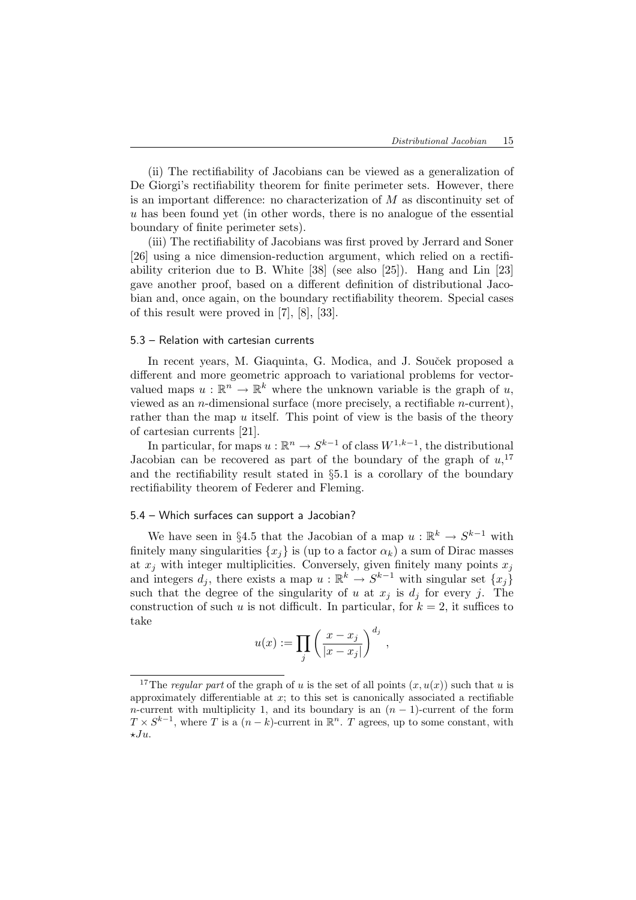(ii) The rectifiability of Jacobians can be viewed as a generalization of De Giorgi's rectifiability theorem for finite perimeter sets. However, there is an important difference: no characterization of $M$ as discontinuity set of $u$ has been found yet (in other words, there is no analogue of the essential boundary of finite perimeter sets).

(iii) The rectifiability of Jacobians was first proved by Jerrard and Soner [26] using a nice dimension-reduction argument, which relied on a rectifiability criterion due to B. White [38] (see also [25]). Hang and Lin [23] gave another proof, based on a different definition of distributional Jacobian and, once again, on the boundary rectifiability theorem. Special cases of this result were proved in [7], [8], [33].

### 5.3 – Relation with cartesian currents

In recent years, M. Giaquinta, G. Modica, and J. Souček proposed a different and more geometric approach to variational problems for vector-valued maps $u : \mathbb{R}^n \to \mathbb{R}^k$ where the unknown variable is the graph of $u$, viewed as an $n$-dimensional surface (more precisely, a rectifiable $n$-current), rather than the map $u$ itself. This point of view is the basis of the theory of cartesian currents [21].

In particular, for maps $u : \mathbb{R}^n \to S^{k-1}$ of class $W^{1,k-1}$, the distributional Jacobian can be recovered as part of the boundary of the graph of $u$,[17] and the rectifiability result stated in §5.1 is a corollary of the boundary rectifiability theorem of Federer and Fleming.

### 5.4 – Which surfaces can support a Jacobian?

We have seen in §4.5 that the Jacobian of a map $u : \mathbb{R}^k \to S^{k-1}$ with finitely many singularities $\{x_j\}$ is (up to a factor $\alpha_k$) a sum of Dirac masses at $x_j$ with integer multiplicities. Conversely, given finitely many points $x_j$ and integers $d_j$, there exists a map $u : \mathbb{R}^k \to S^{k-1}$ with singular set $\{x_j\}$ such that the degree of the singularity of $u$ at $x_j$ is $d_j$ for every $j$. The construction of such $u$ is not difficult. In particular, for $k = 2$, it suffices to take

$$u(x) := \prod_j \left( \frac{x - x_j}{|x - x_j|} \right)^{d_j} ,$$

[17] The *regular part* of the graph of $u$ is the set of all points $(x, u(x))$ such that $u$ is approximately differentiable at $x$; to this set is canonically associated a rectifiable $n$-current with multiplicity 1, and its boundary is an $(n-1)$-current of the form $T \times S^{k-1}$, where $T$ is a $(n-k)$-current in $\mathbb{R}^n$. $T$ agrees, up to some constant, with $\star Ju$.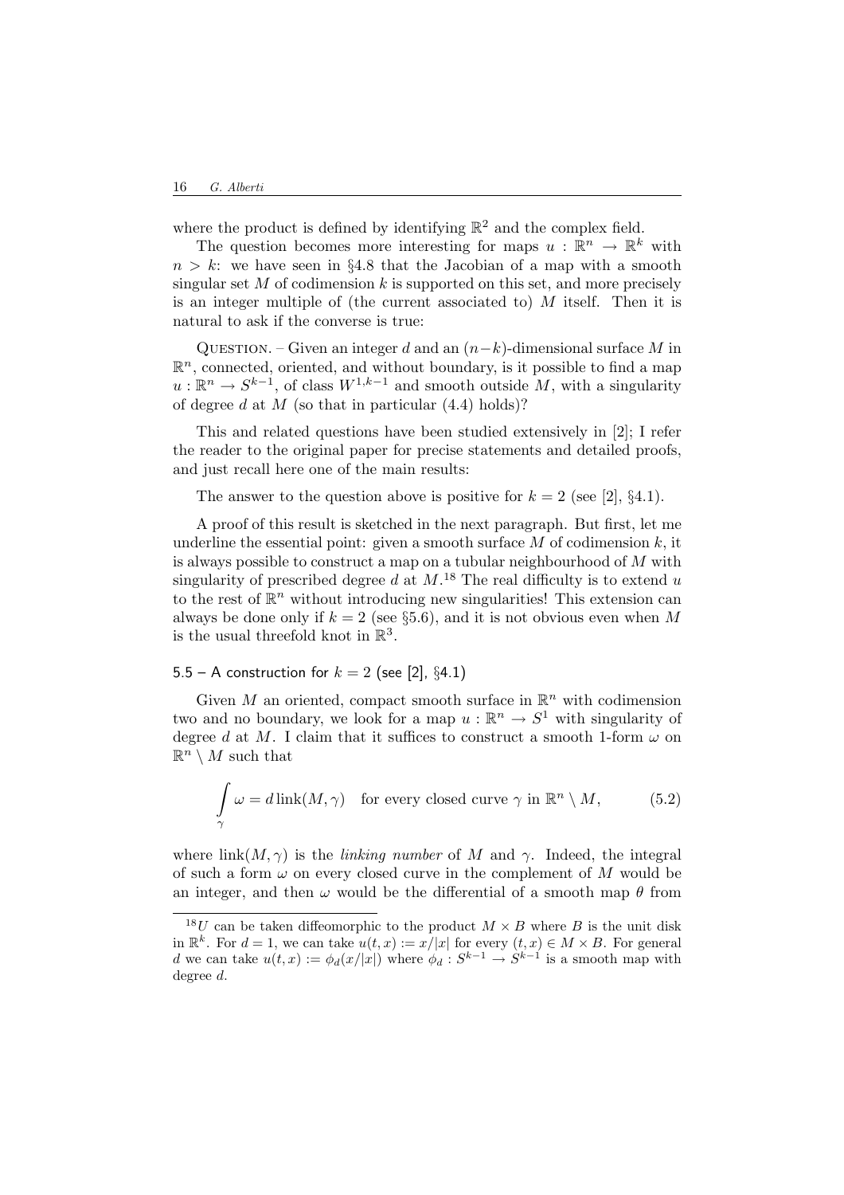where the product is defined by identifying $\mathbb{R}^2$ and the complex field.

The question becomes more interesting for maps $u : \mathbb{R}^n \to \mathbb{R}^k$ with $n > k$: we have seen in §4.8 that the Jacobian of a map with a smooth singular set $M$ of codimension $k$ is supported on this set, and more precisely is an integer multiple of (the current associated to) $M$ itself. Then it is natural to ask if the converse is true:

Question. – Given an integer $d$ and an $(n-k)$-dimensional surface $M$ in $\mathbb{R}^n$, connected, oriented, and without boundary, is it possible to find a map $u : \mathbb{R}^n \to S^{k-1}$, of class $W^{1,k-1}$ and smooth outside $M$, with a singularity of degree $d$ at $M$ (so that in particular (4.4) holds)?

This and related questions have been studied extensively in [2]; I refer the reader to the original paper for precise statements and detailed proofs, and just recall here one of the main results:

The answer to the question above is positive for $k = 2$ (see [2], §4.1).

A proof of this result is sketched in the next paragraph. But first, let me underline the essential point: given a smooth surface $M$ of codimension $k$, it is always possible to construct a map on a tubular neighbourhood of $M$ with singularity of prescribed degree $d$ at $M$.[18] The real difficulty is to extend $u$ to the rest of $\mathbb{R}^n$ without introducing new singularities! This extension can always be done only if $k = 2$ (see §5.6), and it is not obvious even when $M$ is the usual threefold knot in $\mathbb{R}^3$.

### 5.5 – A construction for $k = 2$ (see [2], §4.1)

Given $M$ an oriented, compact smooth surface in $\mathbb{R}^n$ with codimension two and no boundary, we look for a map $u : \mathbb{R}^n \to S^1$ with singularity of degree $d$ at $M$. I claim that it suffices to construct a smooth 1-form $\omega$ on $\mathbb{R}^n \setminus M$ such that

$$\int_\gamma \omega = d \operatorname{link}(M, \gamma) \quad \text{for every closed curve } \gamma \text{ in } \mathbb{R}^n \setminus M, \tag{5.2}$$

where $\operatorname{link}(M, \gamma)$ is the *linking number* of $M$ and $\gamma$. Indeed, the integral of such a form $\omega$ on every closed curve in the complement of $M$ would be an integer, and then $\omega$ would be the differential of a smooth map $\theta$ from

---

[18] $U$ can be taken diffeomorphic to the product $M \times B$ where $B$ is the unit disk in $\mathbb{R}^k$. For $d = 1$, we can take $u(t, x) := x/|x|$ for every $(t, x) \in M \times B$. For general $d$ we can take $u(t, x) := \phi_d(x/|x|)$ where $\phi_d : S^{k-1} \to S^{k-1}$ is a smooth map with degree $d$.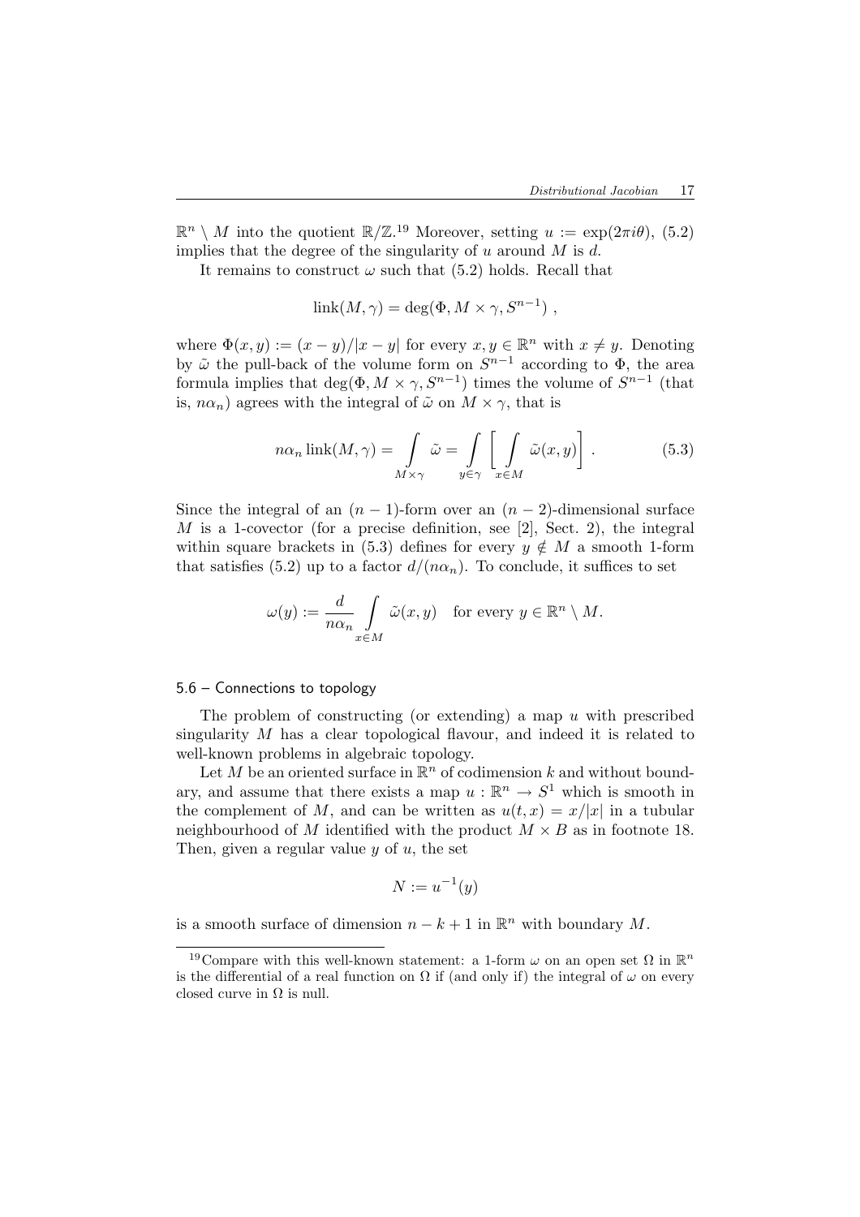$\mathbb{R}^n \setminus M$ into the quotient $\mathbb{R}/\mathbb{Z}$.[19] Moreover, setting $u := \exp(2\pi i\theta)$, (5.2) implies that the degree of the singularity of $u$ around $M$ is $d$.

It remains to construct $\omega$ such that (5.2) holds. Recall that

$$\text{link}(M, \gamma) = \deg(\Phi, M \times \gamma, S^{n-1}) \, ,$$

where $\Phi(x,y) := (x-y)/|x-y|$ for every $x, y \in \mathbb{R}^n$ with $x \neq y$. Denoting by $\tilde{\omega}$ the pull-back of the volume form on $S^{n-1}$ according to $\Phi$, the area formula implies that $\deg(\Phi, M \times \gamma, S^{n-1})$ times the volume of $S^{n-1}$ (that is, $n\alpha_n$) agrees with the integral of $\tilde{\omega}$ on $M \times \gamma$, that is

$$n\alpha_n \, \text{link}(M, \gamma) = \int_{M \times \gamma} \tilde{\omega} = \int_{y \in \gamma} \left[ \int_{x \in M} \tilde{\omega}(x,y) \right] . \tag{5.3}$$

Since the integral of an $(n-1)$-form over an $(n-2)$-dimensional surface $M$ is a 1-covector (for a precise definition, see [2], Sect. 2), the integral within square brackets in (5.3) defines for every $y \notin M$ a smooth 1-form that satisfies (5.2) up to a factor $d/(n\alpha_n)$. To conclude, it suffices to set

$$\omega(y) := \frac{d}{n\alpha_n} \int_{x \in M} \tilde{\omega}(x,y) \quad \text{for every } y \in \mathbb{R}^n \setminus M.$$

### 5.6 – Connections to topology

The problem of constructing (or extending) a map $u$ with prescribed singularity $M$ has a clear topological flavour, and indeed it is related to well-known problems in algebraic topology.

Let $M$ be an oriented surface in $\mathbb{R}^n$ of codimension $k$ and without boundary, and assume that there exists a map $u : \mathbb{R}^n \to S^1$ which is smooth in the complement of $M$, and can be written as $u(t,x) = x/|x|$ in a tubular neighbourhood of $M$ identified with the product $M \times B$ as in footnote 18. Then, given a regular value $y$ of $u$, the set

$$N := u^{-1}(y)$$

is a smooth surface of dimension $n-k+1$ in $\mathbb{R}^n$ with boundary $M$.

[19] Compare with this well-known statement: a 1-form $\omega$ on an open set $\Omega$ in $\mathbb{R}^n$ is the differential of a real function on $\Omega$ if (and only if) the integral of $\omega$ on every closed curve in $\Omega$ is null.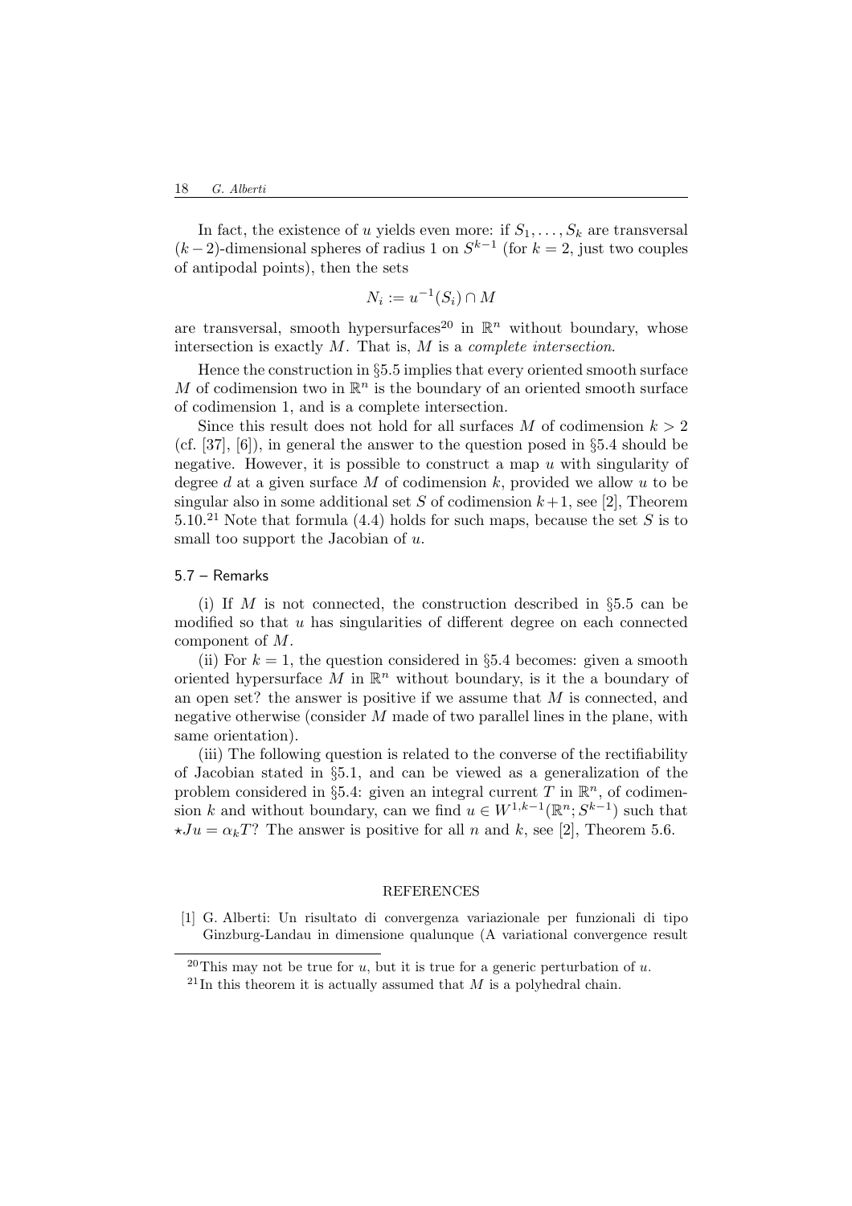In fact, the existence of $u$ yields even more: if $S_1, \dots, S_k$ are transversal $(k-2)$-dimensional spheres of radius 1 on $S^{k-1}$ (for $k = 2$, just two couples of antipodal points), then the sets

$$N_i := u^{-1}(S_i) \cap M$$

are transversal, smooth hypersurfaces[20] in $\mathbb{R}^n$ without boundary, whose intersection is exactly $M$. That is, $M$ is a *complete intersection*.

Hence the construction in §5.5 implies that every oriented smooth surface $M$ of codimension two in $\mathbb{R}^n$ is the boundary of an oriented smooth surface of codimension 1, and is a complete intersection.

Since this result does not hold for all surfaces $M$ of codimension $k > 2$ (cf. [37], [6]), in general the answer to the question posed in §5.4 should be negative. However, it is possible to construct a map $u$ with singularity of degree $d$ at a given surface $M$ of codimension $k$, provided we allow $u$ to be singular also in some additional set $S$ of codimension $k+1$, see [2], Theorem 5.10.[21] Note that formula (4.4) holds for such maps, because the set $S$ is to small too support the Jacobian of $u$.

### 5.7 – Remarks

(i) If $M$ is not connected, the construction described in §5.5 can be modified so that $u$ has singularities of different degree on each connected component of $M$.

(ii) For $k = 1$, the question considered in §5.4 becomes: given a smooth oriented hypersurface $M$ in $\mathbb{R}^n$ without boundary, is it the a boundary of an open set? the answer is positive if we assume that $M$ is connected, and negative otherwise (consider $M$ made of two parallel lines in the plane, with same orientation).

(iii) The following question is related to the converse of the rectifiability of Jacobian stated in §5.1, and can be viewed as a generalization of the problem considered in §5.4: given an integral current $T$ in $\mathbb{R}^n$, of codimension $k$ and without boundary, can we find $u \in W^{1,k-1}(\mathbb{R}^n; S^{k-1})$ such that $\star Ju = \alpha_k T$? The answer is positive for all $n$ and $k$, see [2], Theorem 5.6.

## REFERENCES

[1] G. Alberti: Un risultato di convergenza variazionale per funzionali di tipo Ginzburg-Landau in dimensione qualunque (A variational convergence result

[20] This may not be true for $u$, but it is true for a generic perturbation of $u$.

[21] In this theorem it is actually assumed that $M$ is a polyhedral chain.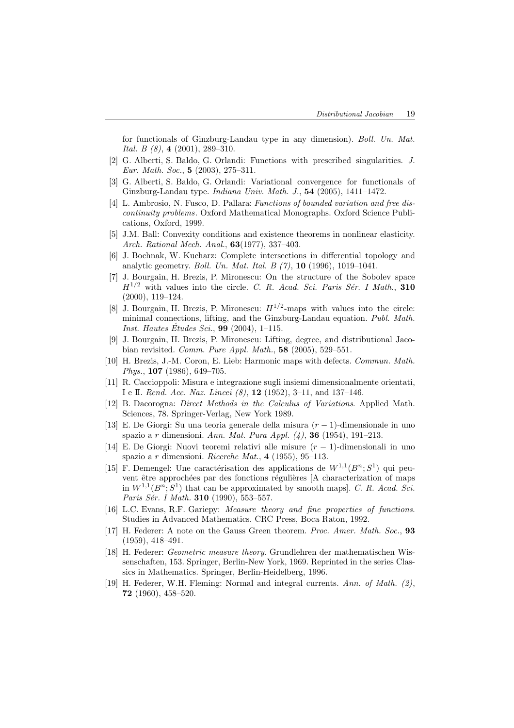for functionals of Ginzburg-Landau type in any dimension). *Boll. Un. Mat. Ital. B (8)*, **4** (2001), 289–310.

[2] G. Alberti, S. Baldo, G. Orlandi: Functions with prescribed singularities. *J. Eur. Math. Soc.*, **5** (2003), 275–311.

[3] G. Alberti, S. Baldo, G. Orlandi: Variational convergence for functionals of Ginzburg-Landau type. *Indiana Univ. Math. J.*, **54** (2005), 1411–1472.

[4] L. Ambrosio, N. Fusco, D. Pallara: *Functions of bounded variation and free discontinuity problems*. Oxford Mathematical Monographs. Oxford Science Publications, Oxford, 1999.

[5] J.M. Ball: Convexity conditions and existence theorems in nonlinear elasticity. *Arch. Rational Mech. Anal.*, **63**(1977), 337–403.

[6] J. Bochnak, W. Kucharz: Complete intersections in differential topology and analytic geometry. *Boll. Un. Mat. Ital. B (7)*, **10** (1996), 1019–1041.

[7] J. Bourgain, H. Brezis, P. Mironescu: On the structure of the Sobolev space $H^{1/2}$ with values into the circle. *C. R. Acad. Sci. Paris Sér. I Math.*, **310** (2000), 119–124.

[8] J. Bourgain, H. Brezis, P. Mironescu: $H^{1/2}$-maps with values into the circle: minimal connections, lifting, and the Ginzburg-Landau equation. *Publ. Math. Inst. Hautes Études Sci.*, **99** (2004), 1–115.

[9] J. Bourgain, H. Brezis, P. Mironescu: Lifting, degree, and distributional Jacobian revisited. *Comm. Pure Appl. Math.*, **58** (2005), 529–551.

[10] H. Brezis, J.-M. Coron, E. Lieb: Harmonic maps with defects. *Commun. Math. Phys.*, **107** (1986), 649–705.

[11] R. Caccioppoli: Misura e integrazione sugli insiemi dimensionalmente orientati, I e II. *Rend. Acc. Naz. Lincei (8)*, **12** (1952), 3–11, and 137–146.

[12] B. Dacorogna: *Direct Methods in the Calculus of Variations*. Applied Math. Sciences, 78. Springer-Verlag, New York 1989.

[13] E. De Giorgi: Su una teoria generale della misura $(r-1)$-dimensionale in uno spazio a $r$ dimensioni. *Ann. Mat. Pura Appl. (4)*, **36** (1954), 191–213.

[14] E. De Giorgi: Nuovi teoremi relativi alle misure $(r-1)$-dimensionali in uno spazio a $r$ dimensioni. *Ricerche Mat.*, **4** (1955), 95–113.

[15] F. Demengel: Une caractérisation des applications de $W^{1,1}(B^n; S^1)$ qui peuvent être approchées par des fonctions régulières [A characterization of maps in $W^{1,1}(B^n; S^1)$ that can be approximated by smooth maps]. *C. R. Acad. Sci. Paris Sér. I Math.* **310** (1990), 553–557.

[16] L.C. Evans, R.F. Gariepy: *Measure theory and fine properties of functions*. Studies in Advanced Mathematics. CRC Press, Boca Raton, 1992.

[17] H. Federer: A note on the Gauss Green theorem. *Proc. Amer. Math. Soc.*, **93** (1959), 418–491.

[18] H. Federer: *Geometric measure theory*. Grundlehren der mathematischen Wissenschaften, 153. Springer, Berlin-New York, 1969. Reprinted in the series Classics in Mathematics. Springer, Berlin-Heidelberg, 1996.

[19] H. Federer, W.H. Fleming: Normal and integral currents. *Ann. of Math. (2)*, **72** (1960), 458–520.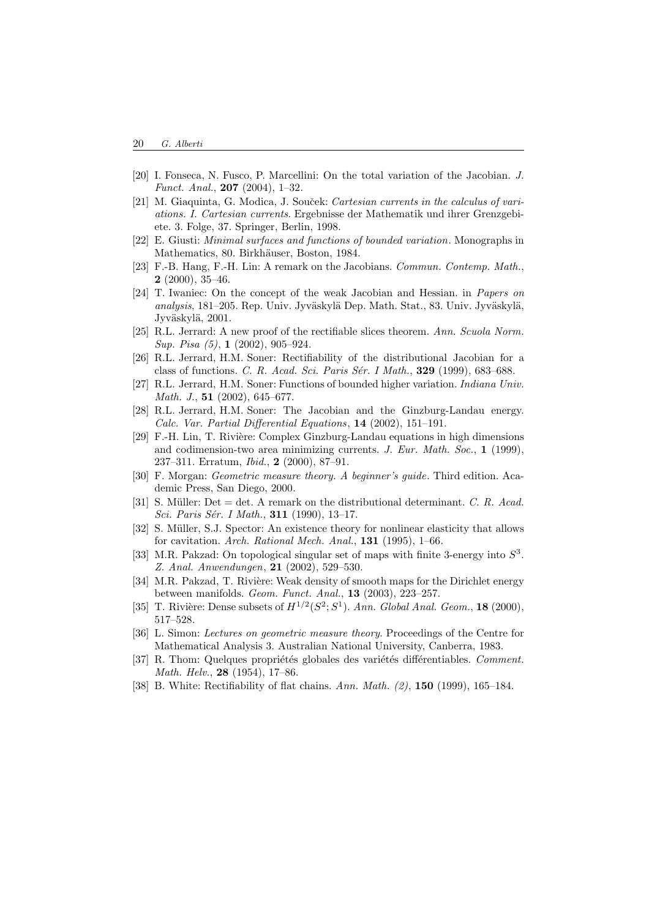[20] I. Fonseca, N. Fusco, P. Marcellini: On the total variation of the Jacobian. *J. Funct. Anal.*, **207** (2004), 1–32.

[21] M. Giaquinta, G. Modica, J. Souček: *Cartesian currents in the calculus of variations. I. Cartesian currents*. Ergebnisse der Mathematik und ihrer Grenzgebiete. 3. Folge, 37. Springer, Berlin, 1998.

[22] E. Giusti: *Minimal surfaces and functions of bounded variation*. Monographs in Mathematics, 80. Birkhäuser, Boston, 1984.

[23] F.-B. Hang, F.-H. Lin: A remark on the Jacobians. *Commun. Contemp. Math.*, **2** (2000), 35–46.

[24] T. Iwaniec: On the concept of the weak Jacobian and Hessian. in *Papers on analysis*, 181–205. Rep. Univ. Jyväskylä Dep. Math. Stat., 83. Univ. Jyväskylä, Jyväskylä, 2001.

[25] R.L. Jerrard: A new proof of the rectifiable slices theorem. *Ann. Scuola Norm. Sup. Pisa (5)*, **1** (2002), 905–924.

[26] R.L. Jerrard, H.M. Soner: Rectifiability of the distributional Jacobian for a class of functions. *C. R. Acad. Sci. Paris Sér. I Math.*, **329** (1999), 683–688.

[27] R.L. Jerrard, H.M. Soner: Functions of bounded higher variation. *Indiana Univ. Math. J.*, **51** (2002), 645–677.

[28] R.L. Jerrard, H.M. Soner: The Jacobian and the Ginzburg-Landau energy. *Calc. Var. Partial Differential Equations*, **14** (2002), 151–191.

[29] F.-H. Lin, T. Rivière: Complex Ginzburg-Landau equations in high dimensions and codimension-two area minimizing currents. *J. Eur. Math. Soc.*, **1** (1999), 237–311. Erratum, *Ibid.*, **2** (2000), 87–91.

[30] F. Morgan: *Geometric measure theory. A beginner's guide*. Third edition. Academic Press, San Diego, 2000.

[31] S. Müller: Det = det. A remark on the distributional determinant. *C. R. Acad. Sci. Paris Sér. I Math.*, **311** (1990), 13–17.

[32] S. Müller, S.J. Spector: An existence theory for nonlinear elasticity that allows for cavitation. *Arch. Rational Mech. Anal.*, **131** (1995), 1–66.

[33] M.R. Pakzad: On topological singular set of maps with finite 3-energy into $S^3$. *Z. Anal. Anwendungen*, **21** (2002), 529–530.

[34] M.R. Pakzad, T. Rivière: Weak density of smooth maps for the Dirichlet energy between manifolds. *Geom. Funct. Anal.*, **13** (2003), 223–257.

[35] T. Rivière: Dense subsets of $H^{1/2}(S^2; S^1)$. *Ann. Global Anal. Geom.*, **18** (2000), 517–528.

[36] L. Simon: *Lectures on geometric measure theory*. Proceedings of the Centre for Mathematical Analysis 3. Australian National University, Canberra, 1983.

[37] R. Thom: Quelques propriétés globales des variétés différentiables. *Comment. Math. Helv.*, **28** (1954), 17–86.

[38] B. White: Rectifiability of flat chains. *Ann. Math. (2)*, **150** (1999), 165–184.